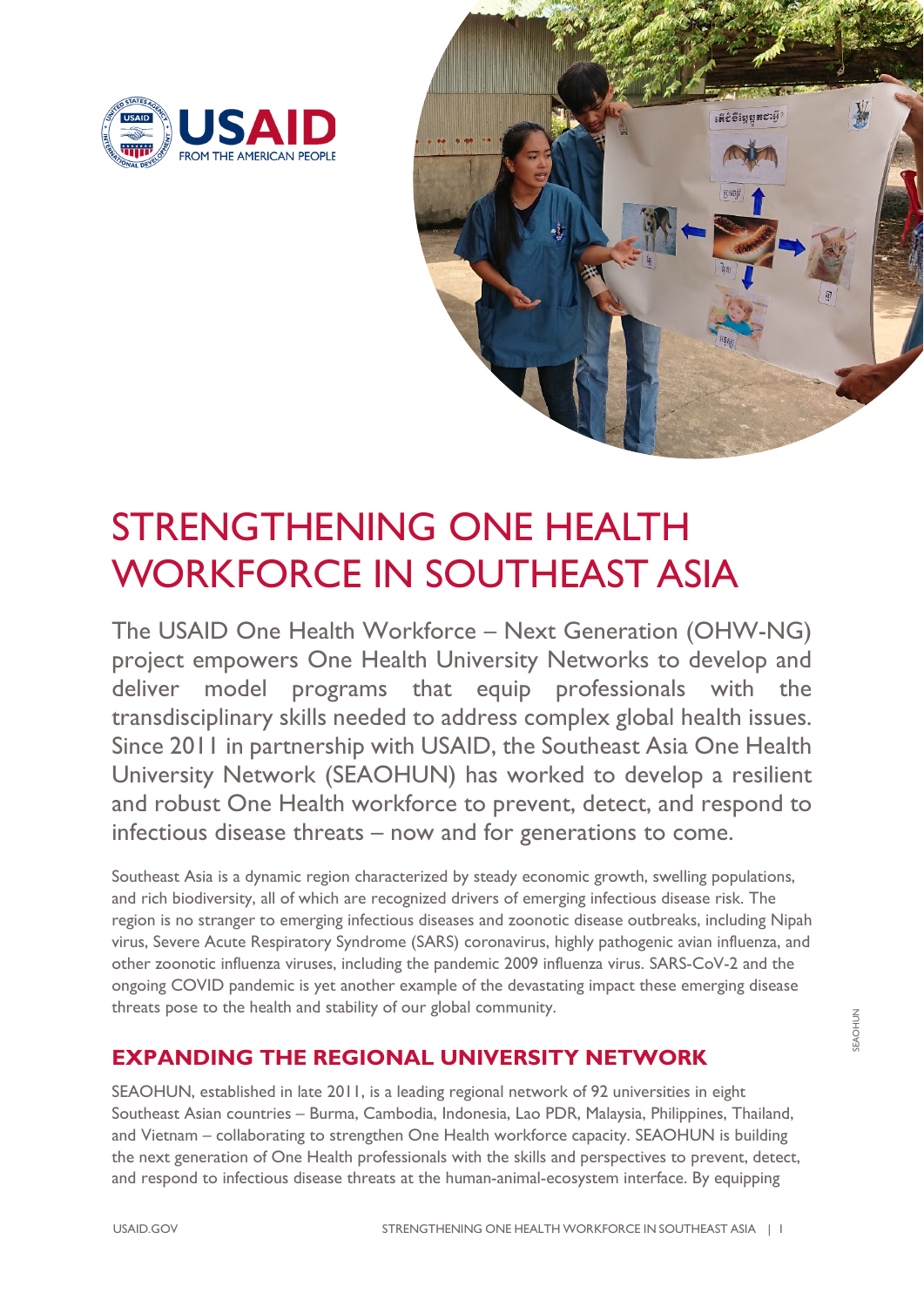# STRENGTHENING ONE HEALTH WORKFORCE IN SOUTHEAST ASIA

The USAID One Health Workforce – Next Generation (OHW-NG) project empowers One Health University Networks to develop and deliver model programs that equip professionals with the transdisciplinary skills needed to address complex global health issues. Since 2011 in partnership with USAID, the Southeast Asia One Health University Network (SEAOHUN) has worked to develop a resilient and robust One Health workforce to prevent, detect, and respond to infectious disease threats – now and for generations to come.

Southeast Asia is a dynamic region characterized by steady economic growth, swelling populations, and rich biodiversity, all of which are recognized drivers of emerging infectious disease risk. The region is no stranger to emerging infectious diseases and zoonotic disease outbreaks, including Nipah virus, Severe Acute Respiratory Syndrome (SARS) coronavirus, highly pathogenic avian influenza, and other zoonotic influenza viruses, including the pandemic 2009 influenza virus. SARS-CoV-2 and the ongoing COVID pandemic is yet another example of the devastating impact these emerging disease threats pose to the health and stability of our global community.

## EXPANDING THE REGIONAL UNIVERSITY NETWORK

SEAOHUN, established in late 2011, is a leading regional network of 92 universities in eight Southeast Asian countries – Burma, Cambodia, Indonesia, Lao PDR, Malaysia, Philippines, Thailand, and Vietnam – collaborating to strengthen One Health workforce capacity. SEAOHUN is building the next generation of One Health professionals with the skills and perspectives to prevent, detect, and respond to infectious disease threats at the human-animal-ecosystem interface. By equipping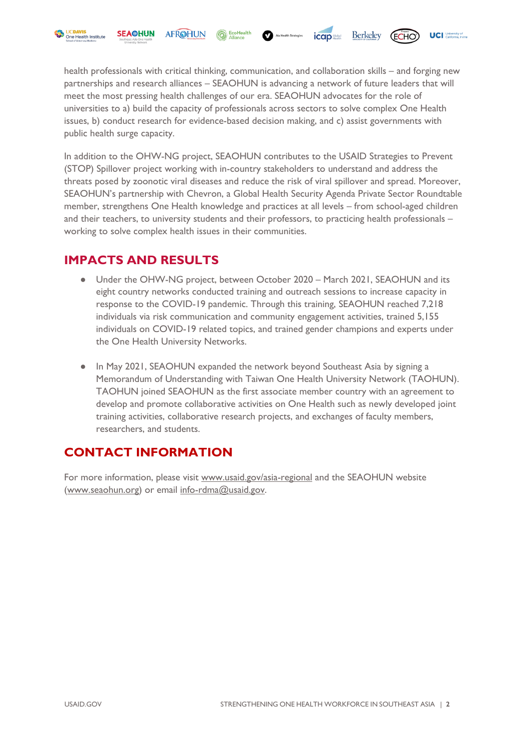health professionals with critical thinking, communication, and collaboration skills – and forging new partnerships and research alliances – SEAOHUN is advancing a network of future leaders that will meet the most pressing health challenges of our era. SEAOHUN advocates for the role of universities to a) build the capacity of professionals across sectors to solve complex One Health issues, b) conduct research for evidence-based decision making, and c) assist governments with public health surge capacity.

In addition to the OHW-NG project, SEAOHUN contributes to the USAID Strategies to Prevent (STOP) Spillover project working with in-country stakeholders to understand and address the threats posed by zoonotic viral diseases and reduce the risk of viral spillover and spread. Moreover, SEAOHUN's partnership with Chevron, a Global Health Security Agenda Private Sector Roundtable member, strengthens One Health knowledge and practices at all levels – from school-aged children and their teachers, to university students and their professors, to practicing health professionals – working to solve complex health issues in their communities.

## IMPACTS AND RESULTS

- Under the OHW-NG project, between October 2020 – March 2021, SEAOHUN and its eight country networks conducted training and outreach sessions to increase capacity in response to the COVID-19 pandemic. Through this training, SEAOHUN reached 7,218 individuals via risk communication and community engagement activities, trained 5,155 individuals on COVID-19 related topics, and trained gender champions and experts under the One Health University Networks.

- In May 2021, SEAOHUN expanded the network beyond Southeast Asia by signing a Memorandum of Understanding with Taiwan One Health University Network (TAOHUN). TAOHUN joined SEAOHUN as the first associate member country with an agreement to develop and promote collaborative activities on One Health such as newly developed joint training activities, collaborative research projects, and exchanges of faculty members, researchers, and students.

## CONTACT INFORMATION

For more information, please visit www.usaid.gov/asia-regional and the SEAOHUN website (www.seaohun.org) or email info-rdma@usaid.gov.